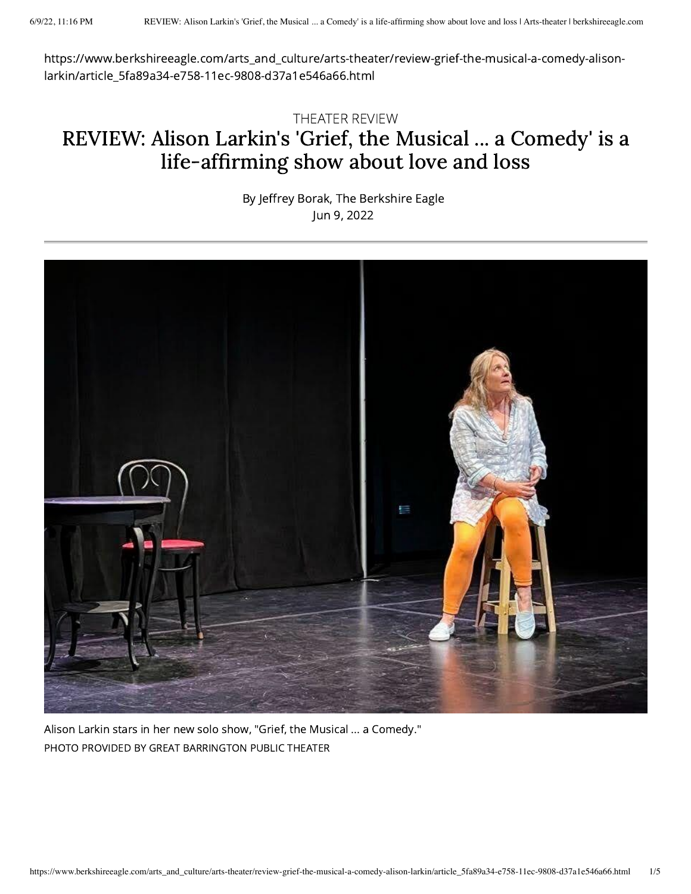https://www.berkshireeagle.com/arts_and_culture/arts-theater/review-grief-the-musical-a-comedy-alison-larkin/article_5fa89a34-e758-11ec-9808-d37a1e546a66.html

THEATER REVIEW

# REVIEW: Alison Larkin's 'Grief, the Musical ... a Comedy' is a life-affirming show about love and loss

By Jeffrey Borak, The Berkshire Eagle
Jun 9, 2022

Alison Larkin stars in her new solo show, "Grief, the Musical ... a Comedy."
PHOTO PROVIDED BY GREAT BARRINGTON PUBLIC THEATER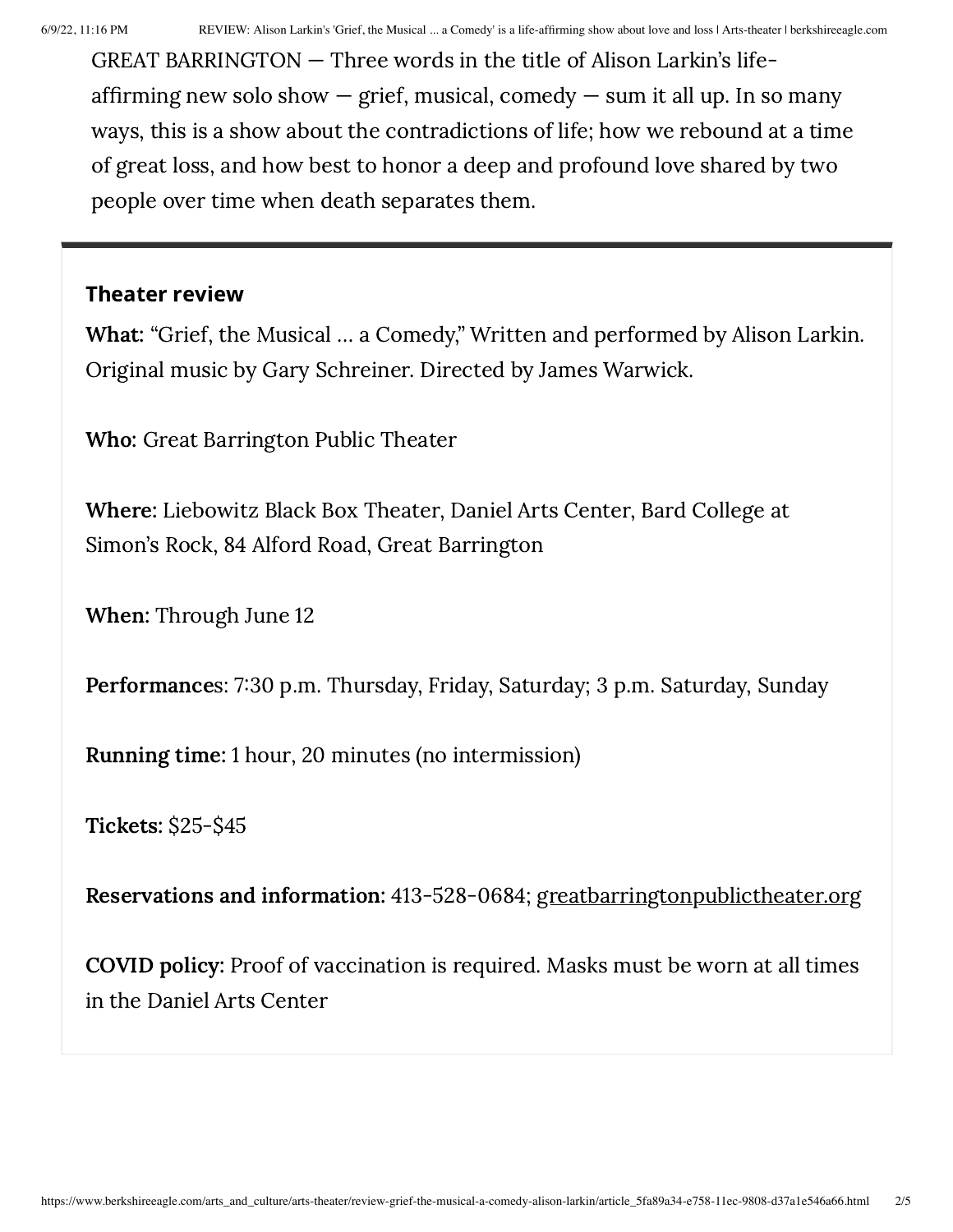GREAT BARRINGTON — Three words in the title of Alison Larkin's life-affirming new solo show — grief, musical, comedy — sum it all up. In so many ways, this is a show about the contradictions of life; how we rebound at a time of great loss, and how best to honor a deep and profound love shared by two people over time when death separates them.

### Theater review

**What:** "Grief, the Musical … a Comedy," Written and performed by Alison Larkin. Original music by Gary Schreiner. Directed by James Warwick.

**Who**: Great Barrington Public Theater

**Where**: Liebowitz Black Box Theater, Daniel Arts Center, Bard College at Simon's Rock, 84 Alford Road, Great Barrington

**When:** Through June 12

**Performances**: 7:30 p.m. Thursday, Friday, Saturday; 3 p.m. Saturday, Sunday

**Running time:** 1 hour, 20 minutes (no intermission)

**Tickets:** $25-$45

**Reservations and information:** 413-528-0684; greatbarringtonpublictheater.org

**COVID policy:** Proof of vaccination is required. Masks must be worn at all times in the Daniel Arts Center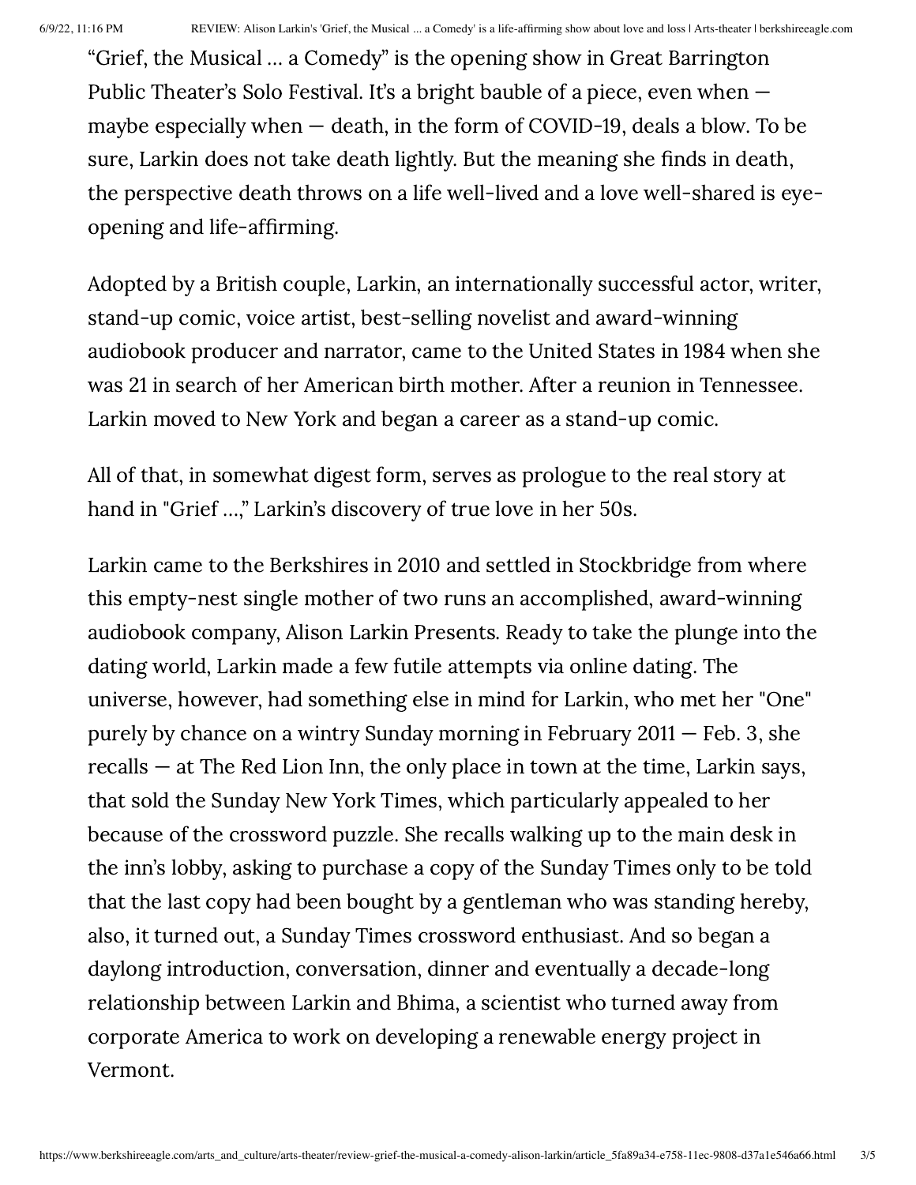“Grief, the Musical … a Comedy” is the opening show in Great Barrington Public Theater’s Solo Festival. It’s a bright bauble of a piece, even when — maybe especially when — death, in the form of COVID-19, deals a blow. To be sure, Larkin does not take death lightly. But the meaning she finds in death, the perspective death throws on a life well-lived and a love well-shared is eye-opening and life-affirming.

Adopted by a British couple, Larkin, an internationally successful actor, writer, stand-up comic, voice artist, best-selling novelist and award-winning audiobook producer and narrator, came to the United States in 1984 when she was 21 in search of her American birth mother. After a reunion in Tennessee. Larkin moved to New York and began a career as a stand-up comic.

All of that, in somewhat digest form, serves as prologue to the real story at hand in "Grief …," Larkin’s discovery of true love in her 50s.

Larkin came to the Berkshires in 2010 and settled in Stockbridge from where this empty-nest single mother of two runs an accomplished, award-winning audiobook company, Alison Larkin Presents. Ready to take the plunge into the dating world, Larkin made a few futile attempts via online dating. The universe, however, had something else in mind for Larkin, who met her "One" purely by chance on a wintry Sunday morning in February 2011 — Feb. 3, she recalls — at The Red Lion Inn, the only place in town at the time, Larkin says, that sold the Sunday New York Times, which particularly appealed to her because of the crossword puzzle. She recalls walking up to the main desk in the inn’s lobby, asking to purchase a copy of the Sunday Times only to be told that the last copy had been bought by a gentleman who was standing hereby, also, it turned out, a Sunday Times crossword enthusiast. And so began a daylong introduction, conversation, dinner and eventually a decade-long relationship between Larkin and Bhima, a scientist who turned away from corporate America to work on developing a renewable energy project in Vermont.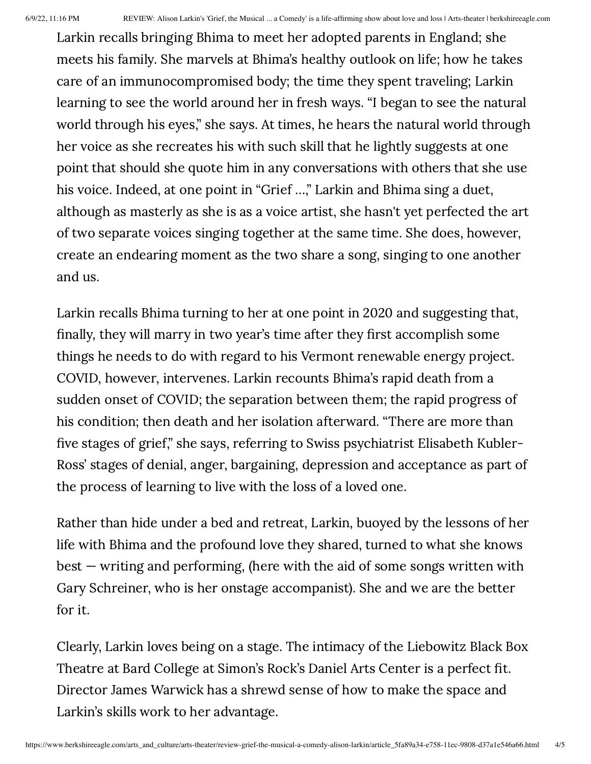Larkin recalls bringing Bhima to meet her adopted parents in England; she meets his family. She marvels at Bhima's healthy outlook on life; how he takes care of an immunocompromised body; the time they spent traveling; Larkin learning to see the world around her in fresh ways. "I began to see the natural world through his eyes," she says. At times, he hears the natural world through her voice as she recreates his with such skill that he lightly suggests at one point that should she quote him in any conversations with others that she use his voice. Indeed, at one point in "Grief ...," Larkin and Bhima sing a duet, although as masterly as she is as a voice artist, she hasn't yet perfected the art of two separate voices singing together at the same time. She does, however, create an endearing moment as the two share a song, singing to one another and us.

Larkin recalls Bhima turning to her at one point in 2020 and suggesting that, finally, they will marry in two year's time after they first accomplish some things he needs to do with regard to his Vermont renewable energy project. COVID, however, intervenes. Larkin recounts Bhima's rapid death from a sudden onset of COVID; the separation between them; the rapid progress of his condition; then death and her isolation afterward. "There are more than five stages of grief," she says, referring to Swiss psychiatrist Elisabeth Kubler-Ross' stages of denial, anger, bargaining, depression and acceptance as part of the process of learning to live with the loss of a loved one.

Rather than hide under a bed and retreat, Larkin, buoyed by the lessons of her life with Bhima and the profound love they shared, turned to what she knows best — writing and performing, (here with the aid of some songs written with Gary Schreiner, who is her onstage accompanist). She and we are the better for it.

Clearly, Larkin loves being on a stage. The intimacy of the Liebowitz Black Box Theatre at Bard College at Simon's Rock's Daniel Arts Center is a perfect fit. Director James Warwick has a shrewd sense of how to make the space and Larkin's skills work to her advantage.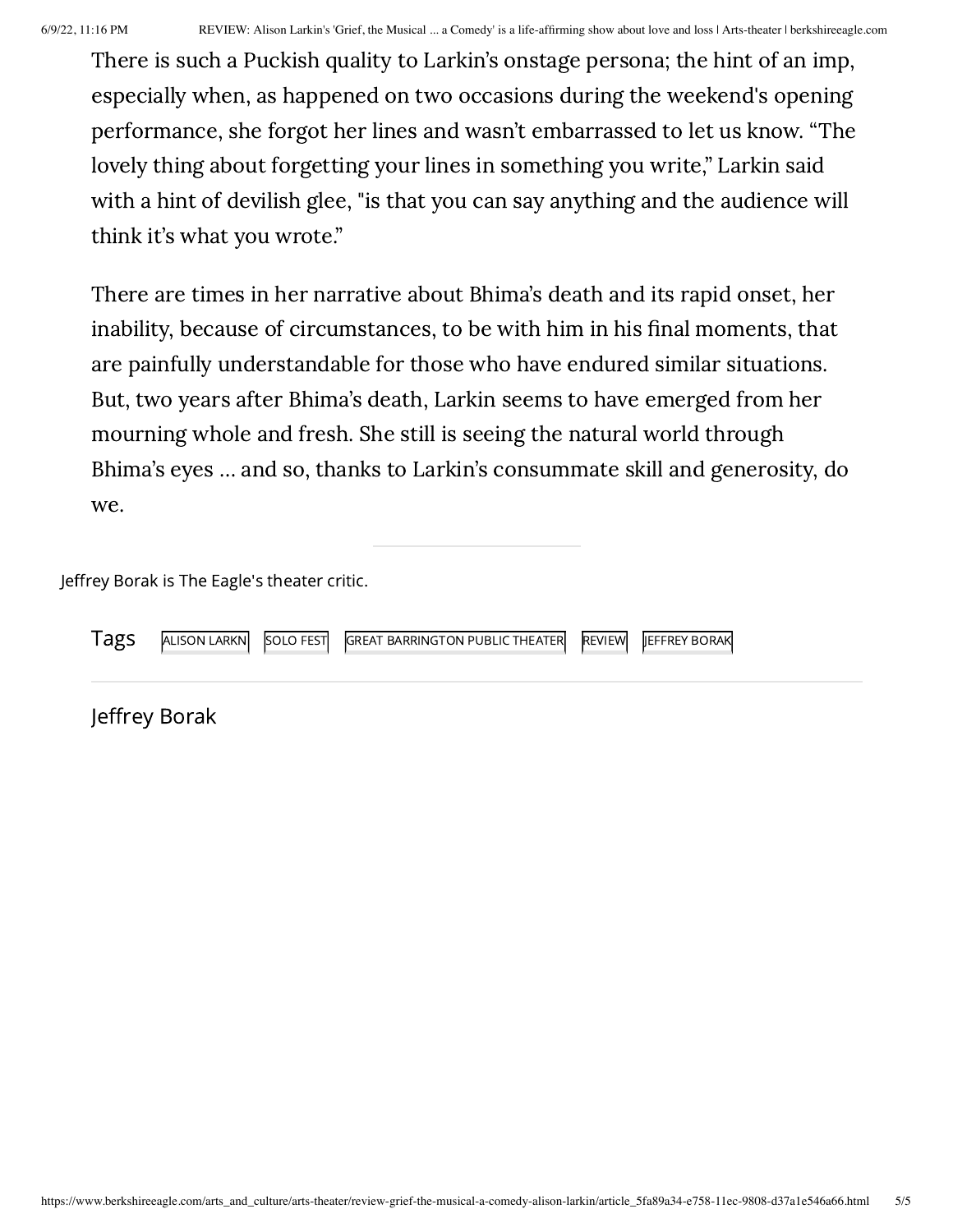There is such a Puckish quality to Larkin's onstage persona; the hint of an imp, especially when, as happened on two occasions during the weekend's opening performance, she forgot her lines and wasn't embarrassed to let us know. "The lovely thing about forgetting your lines in something you write," Larkin said with a hint of devilish glee, "is that you can say anything and the audience will think it's what you wrote."

There are times in her narrative about Bhima's death and its rapid onset, her inability, because of circumstances, to be with him in his final moments, that are painfully understandable for those who have endured similar situations. But, two years after Bhima's death, Larkin seems to have emerged from her mourning whole and fresh. She still is seeing the natural world through Bhima's eyes ... and so, thanks to Larkin's consummate skill and generosity, do we.

---

Jeffrey Borak is The Eagle's theater critic.

Tags: ALISON LARKN | SOLO FEST | GREAT BARRINGTON PUBLIC THEATER | REVIEW | JEFFREY BORAK

Jeffrey Borak